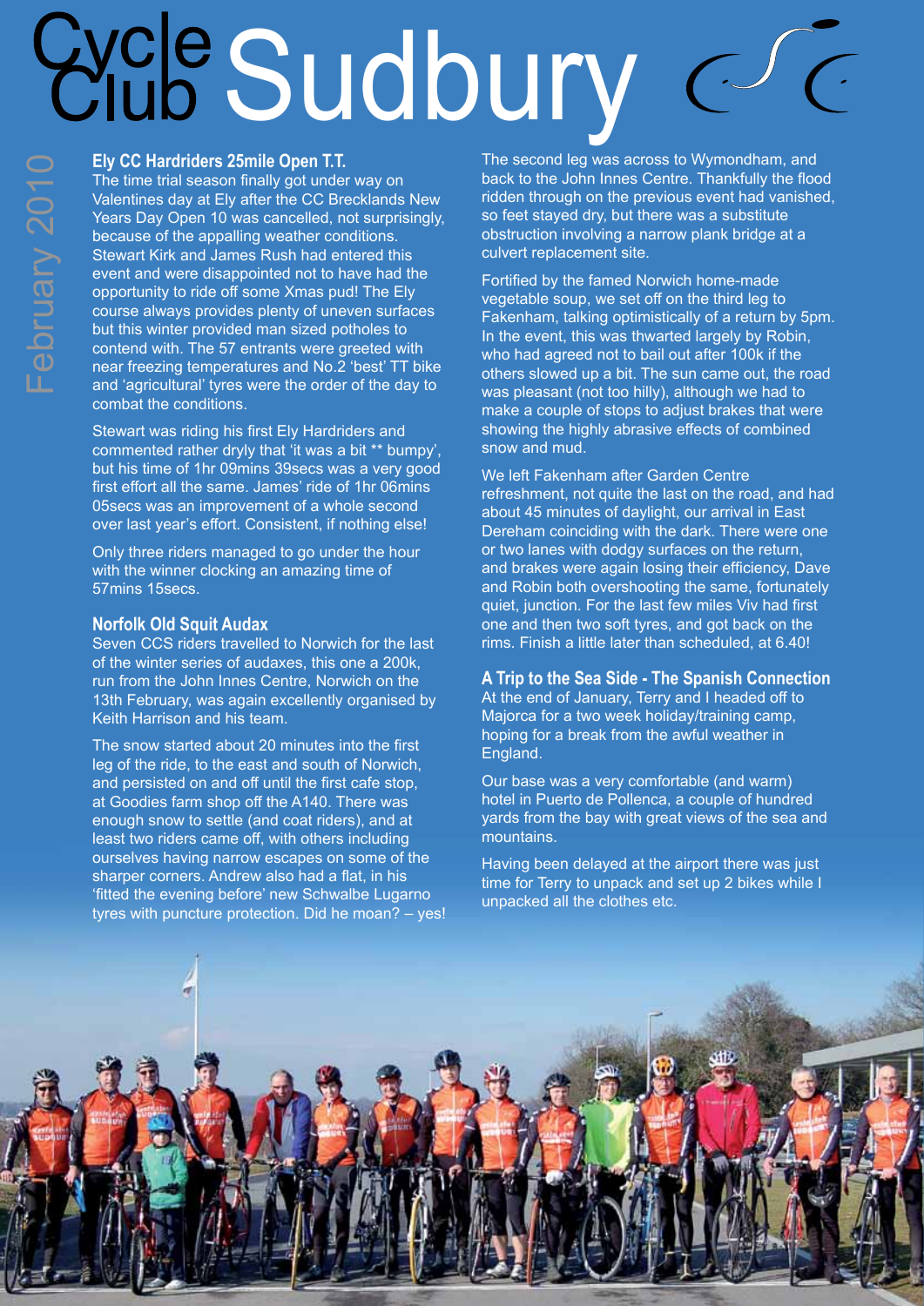# Cycle Club Sudbury

February 2010

## Ely CC Hardriders 25mile Open T.T.

The time trial season finally got under way on Valentines day at Ely after the CC Brecklands New Years Day Open 10 was cancelled, not surprisingly, because of the appalling weather conditions. Stewart Kirk and James Rush had entered this event and were disappointed not to have had the opportunity to ride off some Xmas pud! The Ely course always provides plenty of uneven surfaces but this winter provided man sized potholes to contend with. The 57 entrants were greeted with near freezing temperatures and No.2 'best' TT bike and 'agricultural' tyres were the order of the day to combat the conditions.

Stewart was riding his first Ely Hardriders and commented rather dryly that 'it was a bit ** bumpy', but his time of 1hr 09mins 39secs was a very good first effort all the same. James' ride of 1hr 06mins 05secs was an improvement of a whole second over last year's effort. Consistent, if nothing else!

Only three riders managed to go under the hour with the winner clocking an amazing time of 57mins 15secs.

## Norfolk Old Squit Audax

Seven CCS riders travelled to Norwich for the last of the winter series of audaxes, this one a 200k, run from the John Innes Centre, Norwich on the 13th February, was again excellently organised by Keith Harrison and his team.

The snow started about 20 minutes into the first leg of the ride, to the east and south of Norwich, and persisted on and off until the first cafe stop, at Goodies farm shop off the A140. There was enough snow to settle (and coat riders), and at least two riders came off, with others including ourselves having narrow escapes on some of the sharper corners. Andrew also had a flat, in his 'fitted the evening before' new Schwalbe Lugarno tyres with puncture protection. Did he moan? – yes!

The second leg was across to Wymondham, and back to the John Innes Centre. Thankfully the flood ridden through on the previous event had vanished, so feet stayed dry, but there was a substitute obstruction involving a narrow plank bridge at a culvert replacement site.

Fortified by the famed Norwich home-made vegetable soup, we set off on the third leg to Fakenham, talking optimistically of a return by 5pm. In the event, this was thwarted largely by Robin, who had agreed not to bail out after 100k if the others slowed up a bit. The sun came out, the road was pleasant (not too hilly), although we had to make a couple of stops to adjust brakes that were showing the highly abrasive effects of combined snow and mud.

We left Fakenham after Garden Centre refreshment, not quite the last on the road, and had about 45 minutes of daylight, our arrival in East Dereham coinciding with the dark. There were one or two lanes with dodgy surfaces on the return, and brakes were again losing their efficiency, Dave and Robin both overshooting the same, fortunately quiet, junction. For the last few miles Viv had first one and then two soft tyres, and got back on the rims. Finish a little later than scheduled, at 6.40!

## A Trip to the Sea Side - The Spanish Connection

At the end of January, Terry and I headed off to Majorca for a two week holiday/training camp, hoping for a break from the awful weather in England.

Our base was a very comfortable (and warm) hotel in Puerto de Pollenca, a couple of hundred yards from the bay with great views of the sea and mountains.

Having been delayed at the airport there was just time for Terry to unpack and set up 2 bikes while I unpacked all the clothes etc.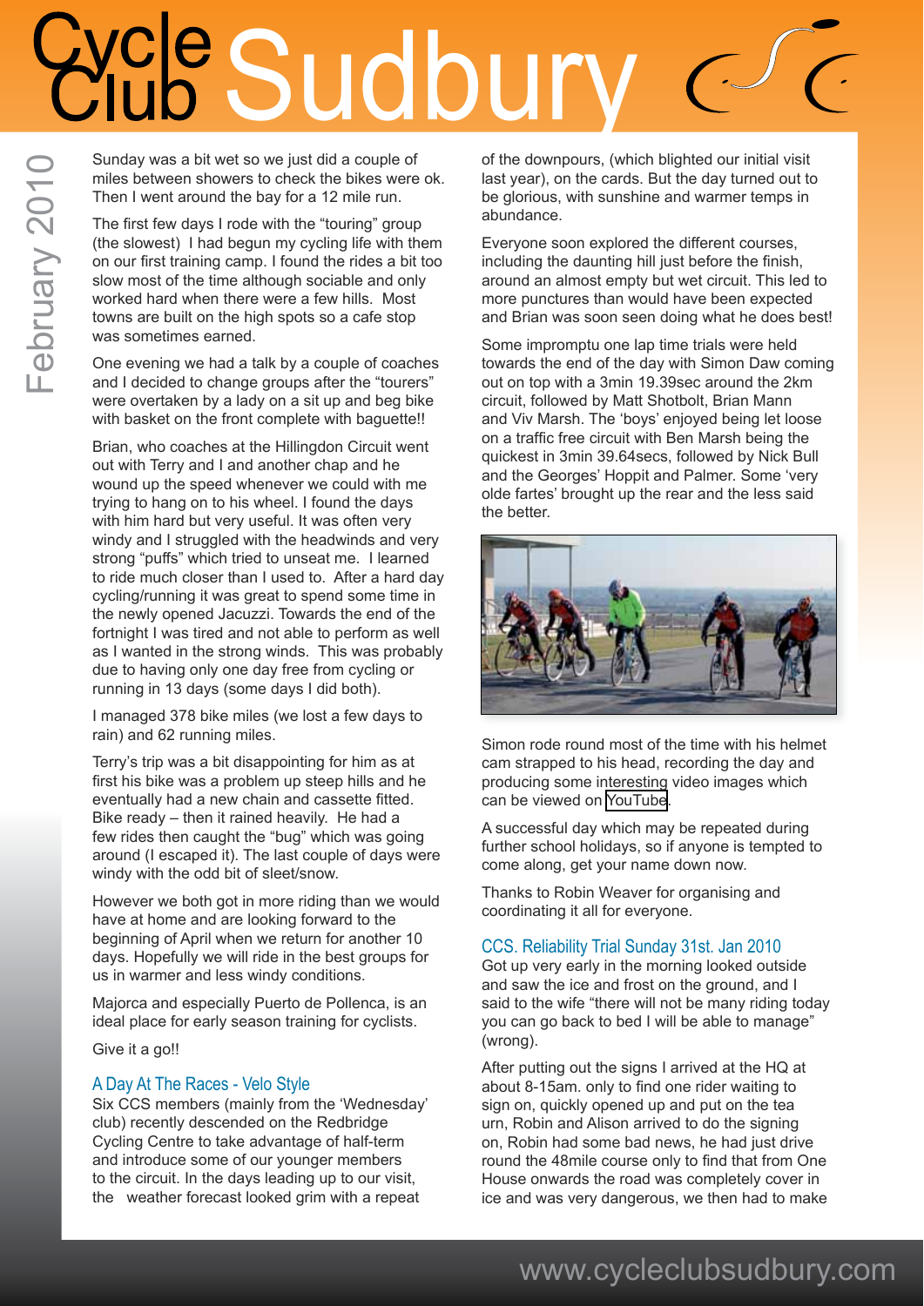Sunday was a bit wet so we just did a couple of miles between showers to check the bikes were ok. Then I went around the bay for a 12 mile run.

The first few days I rode with the "touring" group (the slowest) I had begun my cycling life with them on our first training camp. I found the rides a bit too slow most of the time although sociable and only worked hard when there were a few hills. Most towns are built on the high spots so a cafe stop was sometimes earned.

One evening we had a talk by a couple of coaches and I decided to change groups after the "tourers" were overtaken by a lady on a sit up and beg bike with basket on the front complete with baguette!!

Brian, who coaches at the Hillingdon Circuit went out with Terry and I and another chap and he wound up the speed whenever we could with me trying to hang on to his wheel. I found the days with him hard but very useful. It was often very windy and I struggled with the headwinds and very strong "puffs" which tried to unseat me. I learned to ride much closer than I used to. After a hard day cycling/running it was great to spend some time in the newly opened Jacuzzi. Towards the end of the fortnight I was tired and not able to perform as well as I wanted in the strong winds. This was probably due to having only one day free from cycling or running in 13 days (some days I did both).

I managed 378 bike miles (we lost a few days to rain) and 62 running miles.

Terry's trip was a bit disappointing for him as at first his bike was a problem up steep hills and he eventually had a new chain and cassette fitted. Bike ready – then it rained heavily. He had a few rides then caught the "bug" which was going around (I escaped it). The last couple of days were windy with the odd bit of sleet/snow.

However we both got in more riding than we would have at home and are looking forward to the beginning of April when we return for another 10 days. Hopefully we will ride in the best groups for us in warmer and less windy conditions.

Majorca and especially Puerto de Pollenca, is an ideal place for early season training for cyclists.

Give it a go!!

## A Day At The Races - Velo Style

Six CCS members (mainly from the 'Wednesday' club) recently descended on the Redbridge Cycling Centre to take advantage of half-term and introduce some of our younger members to the circuit. In the days leading up to our visit, the weather forecast looked grim with a repeat of the downpours, (which blighted our initial visit last year), on the cards. But the day turned out to be glorious, with sunshine and warmer temps in abundance.

Everyone soon explored the different courses, including the daunting hill just before the finish, around an almost empty but wet circuit. This led to more punctures than would have been expected and Brian was soon seen doing what he does best!

Some impromptu one lap time trials were held towards the end of the day with Simon Daw coming out on top with a 3min 19.39sec around the 2km circuit, followed by Matt Shotbolt, Brian Mann and Viv Marsh. The 'boys' enjoyed being let loose on a traffic free circuit with Ben Marsh being the quickest in 3min 39.64secs, followed by Nick Bull and the Georges' Hoppit and Palmer. Some 'very olde fartes' brought up the rear and the less said the better.

Simon rode round most of the time with his helmet cam strapped to his head, recording the day and producing some interesting video images which can be viewed on YouTube.

A successful day which may be repeated during further school holidays, so if anyone is tempted to come along, get your name down now.

Thanks to Robin Weaver for organising and coordinating it all for everyone.

## CCS. Reliability Trial Sunday 31st. Jan 2010

Got up very early in the morning looked outside and saw the ice and frost on the ground, and I said to the wife "there will not be many riding today you can go back to bed I will be able to manage" (wrong).

After putting out the signs I arrived at the HQ at about 8-15am. only to find one rider waiting to sign on, quickly opened up and put on the tea urn, Robin and Alison arrived to do the signing on, Robin had some bad news, he had just drive round the 48mile course only to find that from One House onwards the road was completely cover in ice and was very dangerous, we then had to make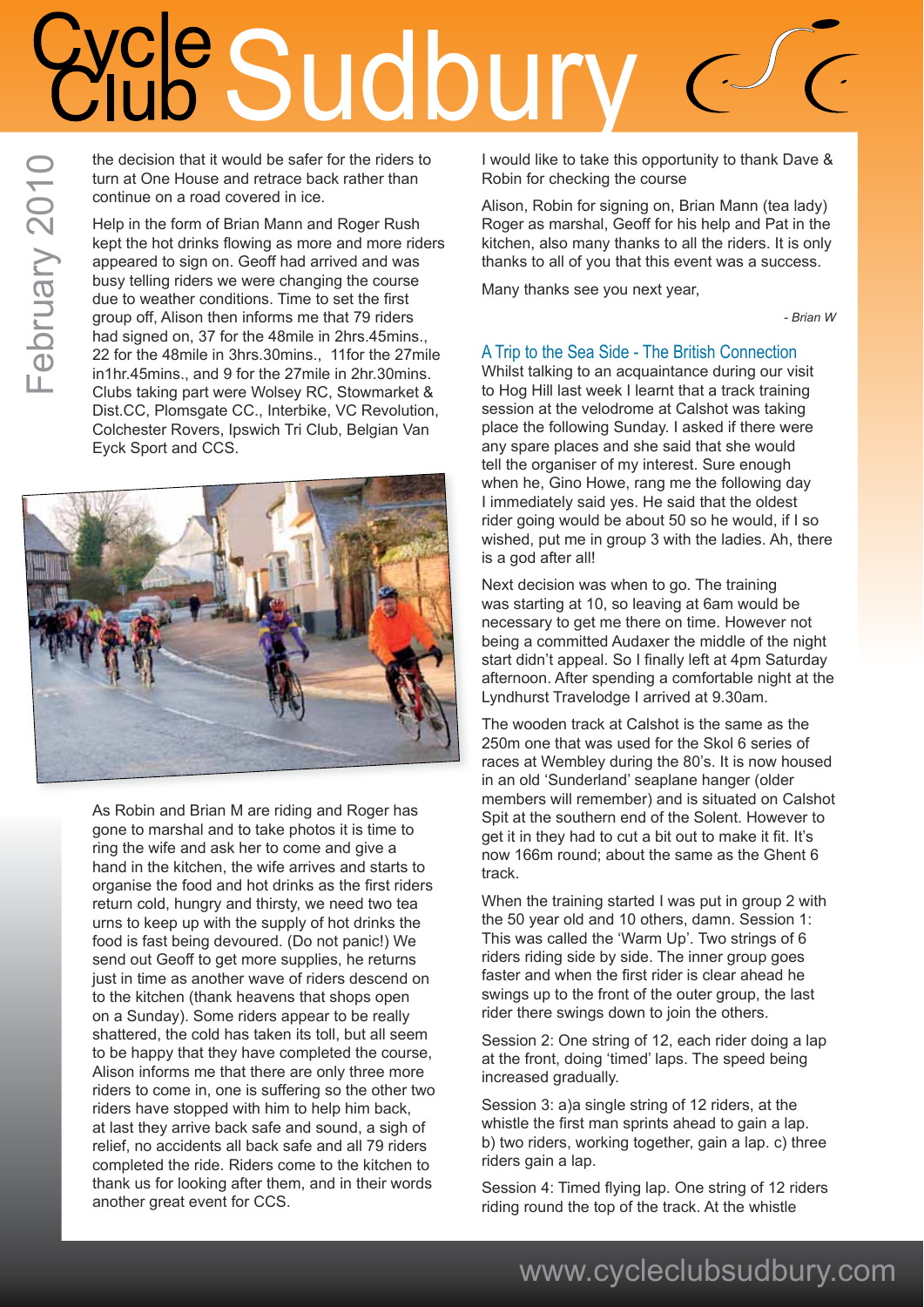the decision that it would be safer for the riders to turn at One House and retrace back rather than continue on a road covered in ice.

Help in the form of Brian Mann and Roger Rush kept the hot drinks flowing as more and more riders appeared to sign on. Geoff had arrived and was busy telling riders we were changing the course due to weather conditions. Time to set the first group off, Alison then informs me that 79 riders had signed on, 37 for the 48mile in 2hrs.45mins., 22 for the 48mile in 3hrs.30mins., 11for the 27mile in1hr.45mins., and 9 for the 27mile in 2hr.30mins. Clubs taking part were Wolsey RC, Stowmarket & Dist.CC, Plomsgate CC., Interbike, VC Revolution, Colchester Rovers, Ipswich Tri Club, Belgian Van Eyck Sport and CCS.

As Robin and Brian M are riding and Roger has gone to marshal and to take photos it is time to ring the wife and ask her to come and give a hand in the kitchen, the wife arrives and starts to organise the food and hot drinks as the first riders return cold, hungry and thirsty, we need two tea urns to keep up with the supply of hot drinks the food is fast being devoured. (Do not panic!) We send out Geoff to get more supplies, he returns just in time as another wave of riders descend on to the kitchen (thank heavens that shops open on a Sunday). Some riders appear to be really shattered, the cold has taken its toll, but all seem to be happy that they have completed the course, Alison informs me that there are only three more riders to come in, one is suffering so the other two riders have stopped with him to help him back, at last they arrive back safe and sound, a sigh of relief, no accidents all back safe and all 79 riders completed the ride. Riders come to the kitchen to thank us for looking after them, and in their words another great event for CCS.

I would like to take this opportunity to thank Dave & Robin for checking the course

Alison, Robin for signing on, Brian Mann (tea lady) Roger as marshal, Geoff for his help and Pat in the kitchen, also many thanks to all the riders. It is only thanks to all of you that this event was a success.

Many thanks see you next year,

*- Brian W*

## A Trip to the Sea Side - The British Connection

Whilst talking to an acquaintance during our visit to Hog Hill last week I learnt that a track training session at the velodrome at Calshot was taking place the following Sunday. I asked if there were any spare places and she said that she would tell the organiser of my interest. Sure enough when he, Gino Howe, rang me the following day I immediately said yes. He said that the oldest rider going would be about 50 so he would, if I so wished, put me in group 3 with the ladies. Ah, there is a god after all!

Next decision was when to go. The training was starting at 10, so leaving at 6am would be necessary to get me there on time. However not being a committed Audaxer the middle of the night start didn't appeal. So I finally left at 4pm Saturday afternoon. After spending a comfortable night at the Lyndhurst Travelodge I arrived at 9.30am.

The wooden track at Calshot is the same as the 250m one that was used for the Skol 6 series of races at Wembley during the 80's. It is now housed in an old 'Sunderland' seaplane hanger (older members will remember) and is situated on Calshot Spit at the southern end of the Solent. However to get it in they had to cut a bit out to make it fit. It's now 166m round; about the same as the Ghent 6 track.

When the training started I was put in group 2 with the 50 year old and 10 others, damn. Session 1: This was called the 'Warm Up'. Two strings of 6 riders riding side by side. The inner group goes faster and when the first rider is clear ahead he swings up to the front of the outer group, the last rider there swings down to join the others.

Session 2: One string of 12, each rider doing a lap at the front, doing 'timed' laps. The speed being increased gradually.

Session 3: a)a single string of 12 riders, at the whistle the first man sprints ahead to gain a lap. b) two riders, working together, gain a lap. c) three riders gain a lap.

Session 4: Timed flying lap. One string of 12 riders riding round the top of the track. At the whistle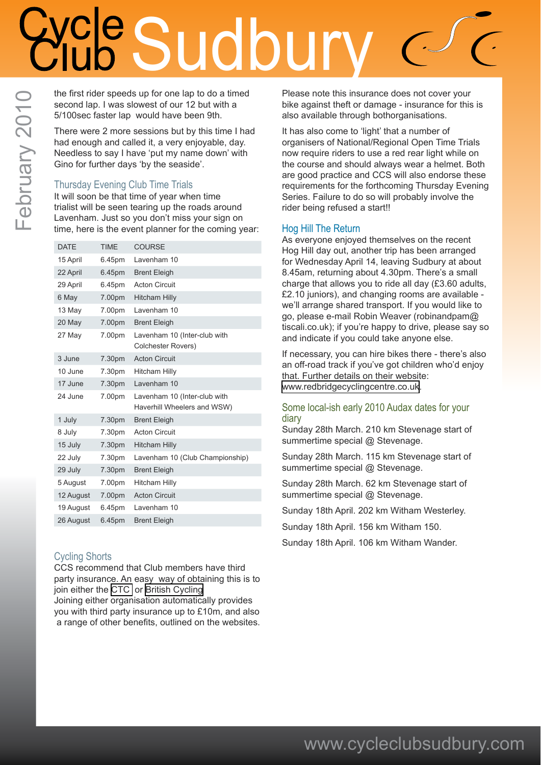the first rider speeds up for one lap to do a timed second lap. I was slowest of our 12 but with a 5/100sec faster lap would have been 9th.

There were 2 more sessions but by this time I had had enough and called it, a very enjoyable, day. Needless to say I have 'put my name down' with Gino for further days 'by the seaside'.

## Thursday Evening Club Time Trials

It will soon be that time of year when time trialist will be seen tearing up the roads around Lavenham. Just so you don't miss your sign on time, here is the event planner for the coming year:

| DATE | TIME | COURSE |
|---|---|---|
| 15 April | 6.45pm | Lavenham 10 |
| 22 April | 6.45pm | Brent Eleigh |
| 29 April | 6.45pm | Acton Circuit |
| 6 May | 7.00pm | Hitcham Hilly |
| 13 May | 7.00pm | Lavenham 10 |
| 20 May | 7.00pm | Brent Eleigh |
| 27 May | 7.00pm | Lavenham 10 (Inter-club with Colchester Rovers) |
| 3 June | 7.30pm | Acton Circuit |
| 10 June | 7.30pm | Hitcham Hilly |
| 17 June | 7.30pm | Lavenham 10 |
| 24 June | 7.00pm | Lavenham 10 (Inter-club with Haverhill Wheelers and WSW) |
| 1 July | 7.30pm | Brent Eleigh |
| 8 July | 7.30pm | Acton Circuit |
| 15 July | 7.30pm | Hitcham Hilly |
| 22 July | 7.30pm | Lavenham 10 (Club Championship) |
| 29 July | 7.30pm | Brent Eleigh |
| 5 August | 7.00pm | Hitcham Hilly |
| 12 August | 7.00pm | Acton Circuit |
| 19 August | 6.45pm | Lavenham 10 |
| 26 August | 6.45pm | Brent Eleigh |

## Cycling Shorts

CCS recommend that Club members have third party insurance. An easy way of obtaining this is to join either the CTC or British Cycling
Joining either organisation automatically provides you with third party insurance up to £10m, and also a range of other benefits, outlined on the websites.

Please note this insurance does not cover your bike against theft or damage - insurance for this is also available through bothorganisations.

It has also come to 'light' that a number of organisers of National/Regional Open Time Trials now require riders to use a red rear light while on the course and should always wear a helmet. Both are good practice and CCS will also endorse these requirements for the forthcoming Thursday Evening Series. Failure to do so will probably involve the rider being refused a start!!

## Hog Hill The Return

As everyone enjoyed themselves on the recent Hog Hill day out, another trip has been arranged for Wednesday April 14, leaving Sudbury at about 8.45am, returning about 4.30pm. There's a small charge that allows you to ride all day (£3.60 adults, £2.10 juniors), and changing rooms are available - we'll arrange shared transport. If you would like to go, please e-mail Robin Weaver (robinandpam@ tiscali.co.uk); if you're happy to drive, please say so and indicate if you could take anyone else.

If necessary, you can hire bikes there - there's also an off-road track if you've got children who'd enjoy that. Further details on their website: www.redbridgecyclingcentre.co.uk.

## Some local-ish early 2010 Audax dates for your diary

Sunday 28th March. 210 km Stevenage start of summertime special @ Stevenage.

Sunday 28th March. 115 km Stevenage start of summertime special @ Stevenage.

Sunday 28th March. 62 km Stevenage start of summertime special @ Stevenage.

Sunday 18th April. 202 km Witham Westerley.

Sunday 18th April. 156 km Witham 150.

Sunday 18th April. 106 km Witham Wander.